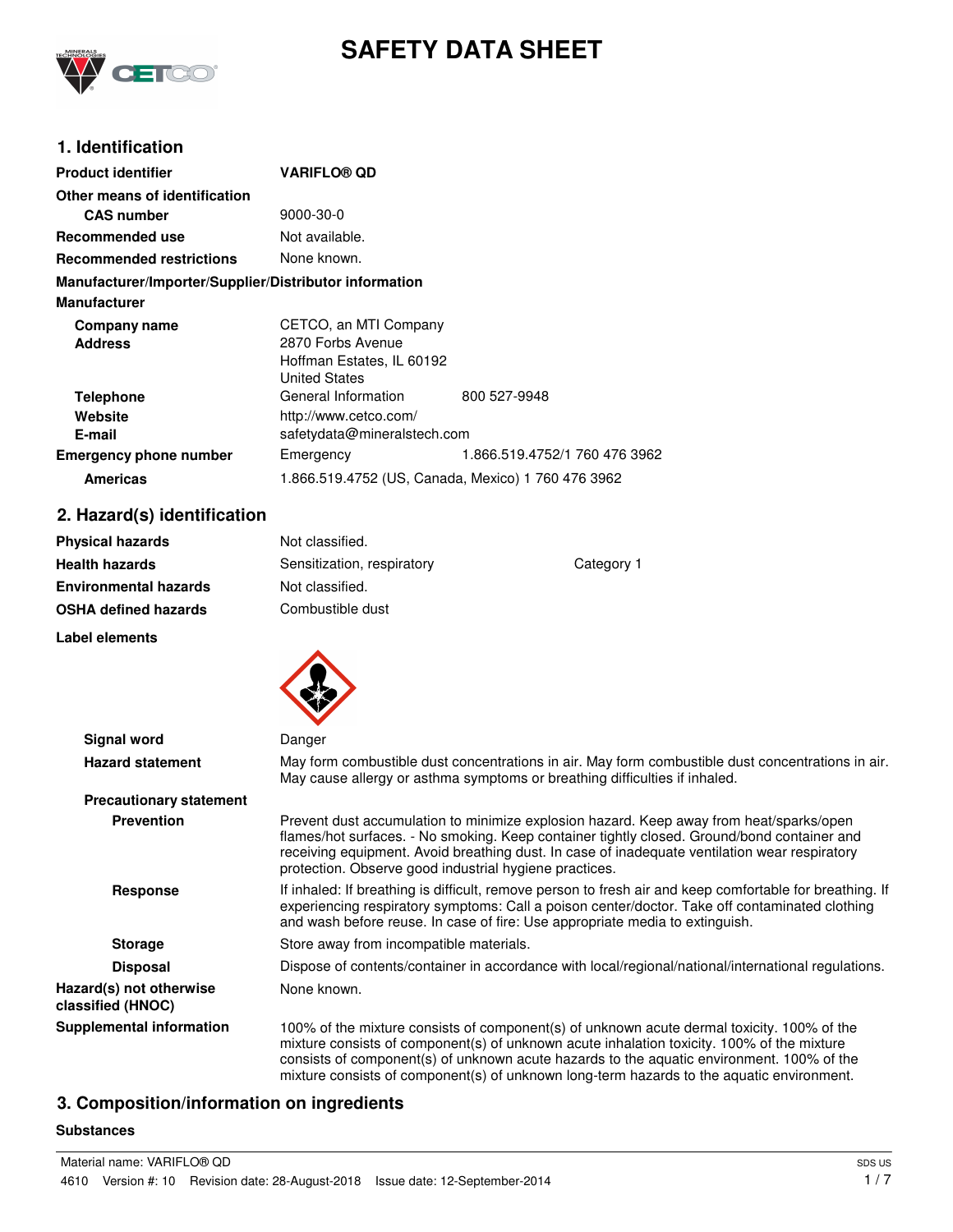# SAFETY DATA SHEET

## 1. Identification

| | | |
|---|---|---|
| **Product identifier** | **VARIFLO® QD** | |
| **Other means of identification** | | |
| **CAS number** | 9000-30-0 | |
| **Recommended use** | Not available. | |
| **Recommended restrictions** | None known. | |

**Manufacturer/Importer/Supplier/Distributor information**

**Manufacturer**

| | | |
|---|---|---|
| **Company name** | CETCO, an MTI Company | |
| **Address** | 2870 Forbs Avenue<br>Hoffman Estates, IL 60192<br>United States | |
| **Telephone** | General Information | 800 527-9948 |
| **Website** | http://www.cetco.com/ | |
| **E-mail** | safetydata@mineralstech.com | |
| **Emergency phone number** | Emergency | 1.866.519.4752/1 760 476 3962 |
| **Americas** | 1.866.519.4752 (US, Canada, Mexico) 1 760 476 3962 | |

## 2. Hazard(s) identification

| | | |
|---|---|---|
| **Physical hazards** | Not classified. | |
| **Health hazards** | Sensitization, respiratory | Category 1 |
| **Environmental hazards** | Not classified. | |
| **OSHA defined hazards** | Combustible dust | |

**Label elements**

**Signal word** Danger

**Hazard statement** May form combustible dust concentrations in air. May form combustible dust concentrations in air. May cause allergy or asthma symptoms or breathing difficulties if inhaled.

**Precautionary statement**

**Prevention** Prevent dust accumulation to minimize explosion hazard. Keep away from heat/sparks/open flames/hot surfaces. - No smoking. Keep container tightly closed. Ground/bond container and receiving equipment. Avoid breathing dust. In case of inadequate ventilation wear respiratory protection. Observe good industrial hygiene practices.

**Response** If inhaled: If breathing is difficult, remove person to fresh air and keep comfortable for breathing. If experiencing respiratory symptoms: Call a poison center/doctor. Take off contaminated clothing and wash before reuse. In case of fire: Use appropriate media to extinguish.

**Storage** Store away from incompatible materials.

**Disposal** Dispose of contents/container in accordance with local/regional/national/international regulations.

**Hazard(s) not otherwise classified (HNOC)** None known.

**Supplemental information** 100% of the mixture consists of component(s) of unknown acute dermal toxicity. 100% of the mixture consists of component(s) of unknown acute inhalation toxicity. 100% of the mixture consists of component(s) of unknown acute hazards to the aquatic environment. 100% of the mixture consists of component(s) of unknown long-term hazards to the aquatic environment.

## 3. Composition/information on ingredients

**Substances**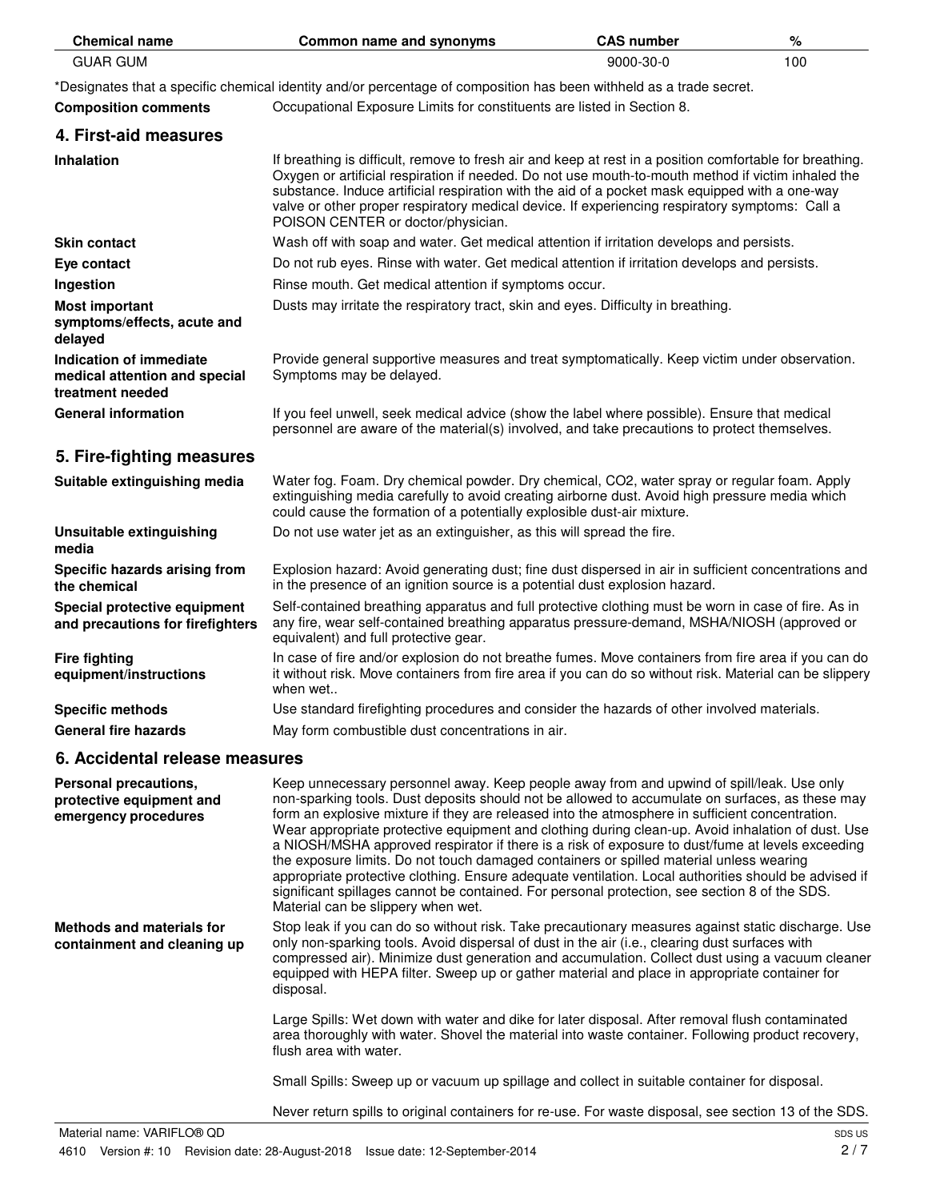| Chemical name | Common name and synonyms | CAS number | % |
|---|---|---|---|
| GUAR GUM | | 9000-30-0 | 100 |

*Designates that a specific chemical identity and/or percentage of composition has been withheld as a trade secret.

| | |
|---|---|
| **Composition comments** | Occupational Exposure Limits for constituents are listed in Section 8. |

## 4. First-aid measures

| | |
|---|---|
| **Inhalation** | If breathing is difficult, remove to fresh air and keep at rest in a position comfortable for breathing. Oxygen or artificial respiration if needed. Do not use mouth-to-mouth method if victim inhaled the substance. Induce artificial respiration with the aid of a pocket mask equipped with a one-way valve or other proper respiratory medical device. If experiencing respiratory symptoms: Call a POISON CENTER or doctor/physician. |
| **Skin contact** | Wash off with soap and water. Get medical attention if irritation develops and persists. |
| **Eye contact** | Do not rub eyes. Rinse with water. Get medical attention if irritation develops and persists. |
| **Ingestion** | Rinse mouth. Get medical attention if symptoms occur. |
| **Most important symptoms/effects, acute and delayed** | Dusts may irritate the respiratory tract, skin and eyes. Difficulty in breathing. |
| **Indication of immediate medical attention and special treatment needed** | Provide general supportive measures and treat symptomatically. Keep victim under observation. Symptoms may be delayed. |
| **General information** | If you feel unwell, seek medical advice (show the label where possible). Ensure that medical personnel are aware of the material(s) involved, and take precautions to protect themselves. |

## 5. Fire-fighting measures

| | |
|---|---|
| **Suitable extinguishing media** | Water fog. Foam. Dry chemical powder. Dry chemical, $CO_2$, water spray or regular foam. Apply extinguishing media carefully to avoid creating airborne dust. Avoid high pressure media which could cause the formation of a potentially explosible dust-air mixture. |
| **Unsuitable extinguishing media** | Do not use water jet as an extinguisher, as this will spread the fire. |
| **Specific hazards arising from the chemical** | Explosion hazard: Avoid generating dust; fine dust dispersed in air in sufficient concentrations and in the presence of an ignition source is a potential dust explosion hazard. |
| **Special protective equipment and precautions for firefighters** | Self-contained breathing apparatus and full protective clothing must be worn in case of fire. As in any fire, wear self-contained breathing apparatus pressure-demand, MSHA/NIOSH (approved or equivalent) and full protective gear. |
| **Fire fighting equipment/instructions** | In case of fire and/or explosion do not breathe fumes. Move containers from fire area if you can do it without risk. Move containers from fire area if you can do so without risk. Material can be slippery when wet.. |
| **Specific methods** | Use standard firefighting procedures and consider the hazards of other involved materials. |
| **General fire hazards** | May form combustible dust concentrations in air. |

## 6. Accidental release measures

| | |
|---|---|
| **Personal precautions, protective equipment and emergency procedures** | Keep unnecessary personnel away. Keep people away from and upwind of spill/leak. Use only non-sparking tools. Dust deposits should not be allowed to accumulate on surfaces, as these may form an explosive mixture if they are released into the atmosphere in sufficient concentration. Wear appropriate protective equipment and clothing during clean-up. Avoid inhalation of dust. Use a NIOSH/MSHA approved respirator if there is a risk of exposure to dust/fume at levels exceeding the exposure limits. Do not touch damaged containers or spilled material unless wearing appropriate protective clothing. Ensure adequate ventilation. Local authorities should be advised if significant spillages cannot be contained. For personal protection, see section 8 of the SDS. Material can be slippery when wet. |
| **Methods and materials for containment and cleaning up** | Stop leak if you can do so without risk. Take precautionary measures against static discharge. Use only non-sparking tools. Avoid dispersal of dust in the air (i.e., clearing dust surfaces with compressed air). Minimize dust generation and accumulation. Collect dust using a vacuum cleaner equipped with HEPA filter. Sweep up or gather material and place in appropriate container for disposal.<br><br>Large Spills: Wet down with water and dike for later disposal. After removal flush contaminated area thoroughly with water. Shovel the material into waste container. Following product recovery, flush area with water.<br><br>Small Spills: Sweep up or vacuum up spillage and collect in suitable container for disposal.<br><br>Never return spills to original containers for re-use. For waste disposal, see section 13 of the SDS. |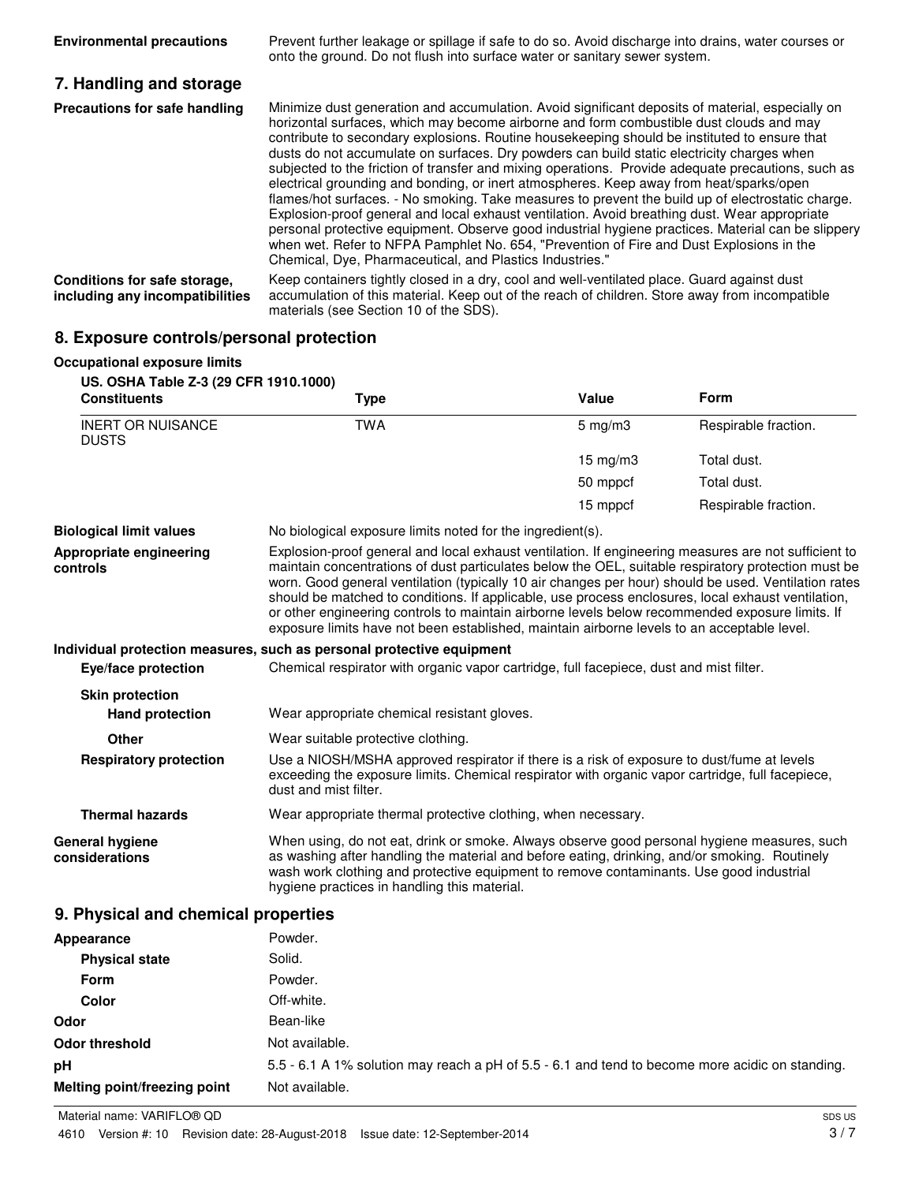**Environmental precautions** Prevent further leakage or spillage if safe to do so. Avoid discharge into drains, water courses or onto the ground. Do not flush into surface water or sanitary sewer system.

## 7. Handling and storage

**Precautions for safe handling** Minimize dust generation and accumulation. Avoid significant deposits of material, especially on horizontal surfaces, which may become airborne and form combustible dust clouds and may contribute to secondary explosions. Routine housekeeping should be instituted to ensure that dusts do not accumulate on surfaces. Dry powders can build static electricity charges when subjected to the friction of transfer and mixing operations. Provide adequate precautions, such as electrical grounding and bonding, or inert atmospheres. Keep away from heat/sparks/open flames/hot surfaces. - No smoking. Take measures to prevent the build up of electrostatic charge. Explosion-proof general and local exhaust ventilation. Avoid breathing dust. Wear appropriate personal protective equipment. Observe good industrial hygiene practices. Material can be slippery when wet. Refer to NFPA Pamphlet No. 654, "Prevention of Fire and Dust Explosions in the Chemical, Dye, Pharmaceutical, and Plastics Industries."

**Conditions for safe storage, including any incompatibilities** Keep containers tightly closed in a dry, cool and well-ventilated place. Guard against dust accumulation of this material. Keep out of the reach of children. Store away from incompatible materials (see Section 10 of the SDS).

## 8. Exposure controls/personal protection

**Occupational exposure limits**

**US. OSHA Table Z-3 (29 CFR 1910.1000)**

| Constituents | Type | Value | Form |
|---|---|---|---|
| INERT OR NUISANCE DUSTS | TWA | 5 mg/m3 | Respirable fraction. |
| | | 15 mg/m3 | Total dust. |
| | | 50 mppcf | Total dust. |
| | | 15 mppcf | Respirable fraction. |

**Biological limit values** No biological exposure limits noted for the ingredient(s).

**Appropriate engineering controls** Explosion-proof general and local exhaust ventilation. If engineering measures are not sufficient to maintain concentrations of dust particulates below the OEL, suitable respiratory protection must be worn. Good general ventilation (typically 10 air changes per hour) should be used. Ventilation rates should be matched to conditions. If applicable, use process enclosures, local exhaust ventilation, or other engineering controls to maintain airborne levels below recommended exposure limits. If exposure limits have not been established, maintain airborne levels to an acceptable level.

**Individual protection measures, such as personal protective equipment**

**Eye/face protection** Chemical respirator with organic vapor cartridge, full facepiece, dust and mist filter.

**Skin protection**

**Hand protection** Wear appropriate chemical resistant gloves.

**Other** Wear suitable protective clothing.

**Respiratory protection** Use a NIOSH/MSHA approved respirator if there is a risk of exposure to dust/fume at levels exceeding the exposure limits. Chemical respirator with organic vapor cartridge, full facepiece, dust and mist filter.

**Thermal hazards** Wear appropriate thermal protective clothing, when necessary.

**General hygiene considerations** When using, do not eat, drink or smoke. Always observe good personal hygiene measures, such as washing after handling the material and before eating, drinking, and/or smoking. Routinely wash work clothing and protective equipment to remove contaminants. Use good industrial hygiene practices in handling this material.

## 9. Physical and chemical properties

**Appearance** Powder.

**Physical state** Solid.

**Form** Powder.

**Color** Off-white.

**Odor** Bean-like

**Odor threshold** Not available.

**pH** 5.5 - 6.1 A 1% solution may reach a pH of 5.5 - 6.1 and tend to become more acidic on standing.

**Melting point/freezing point** Not available.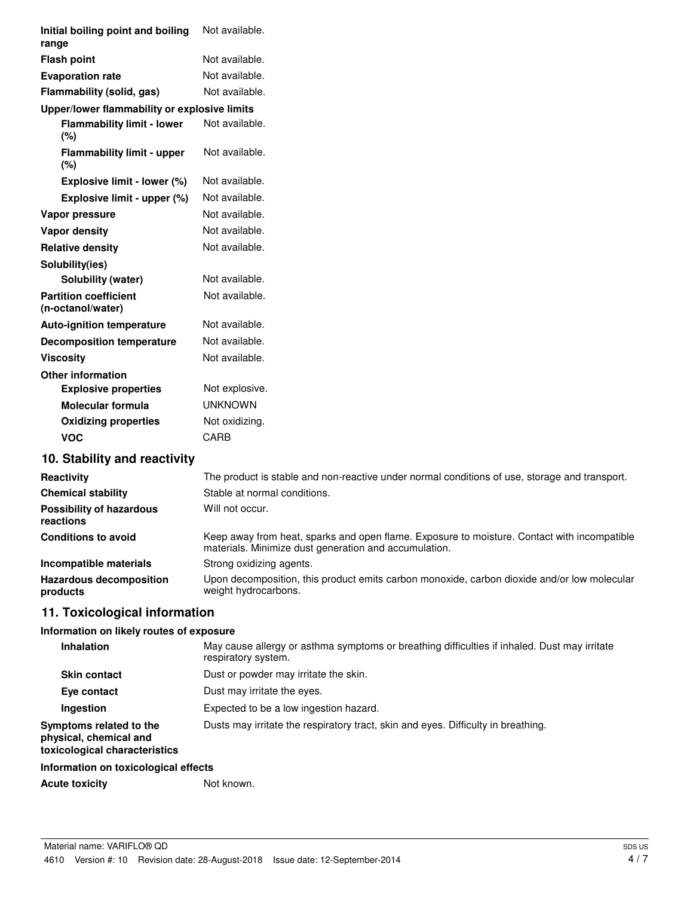| | |
|---|---|
| **Initial boiling point and boiling range** | Not available. |
| **Flash point** | Not available. |
| **Evaporation rate** | Not available. |
| **Flammability (solid, gas)** | Not available. |
| **Upper/lower flammability or explosive limits** | |
| **Flammability limit - lower (%)** | Not available. |
| **Flammability limit - upper (%)** | Not available. |
| **Explosive limit - lower (%)** | Not available. |
| **Explosive limit - upper (%)** | Not available. |
| **Vapor pressure** | Not available. |
| **Vapor density** | Not available. |
| **Relative density** | Not available. |
| **Solubility(ies)** | |
| **Solubility (water)** | Not available. |
| **Partition coefficient (n-octanol/water)** | Not available. |
| **Auto-ignition temperature** | Not available. |
| **Decomposition temperature** | Not available. |
| **Viscosity** | Not available. |
| **Other information** | |
| **Explosive properties** | Not explosive. |
| **Molecular formula** | UNKNOWN |
| **Oxidizing properties** | Not oxidizing. |
| **VOC** | CARB |

## 10. Stability and reactivity

| | |
|---|---|
| **Reactivity** | The product is stable and non-reactive under normal conditions of use, storage and transport. |
| **Chemical stability** | Stable at normal conditions. |
| **Possibility of hazardous reactions** | Will not occur. |
| **Conditions to avoid** | Keep away from heat, sparks and open flame. Exposure to moisture. Contact with incompatible materials. Minimize dust generation and accumulation. |
| **Incompatible materials** | Strong oxidizing agents. |
| **Hazardous decomposition products** | Upon decomposition, this product emits carbon monoxide, carbon dioxide and/or low molecular weight hydrocarbons. |

## 11. Toxicological information

**Information on likely routes of exposure**

| | |
|---|---|
| **Inhalation** | May cause allergy or asthma symptoms or breathing difficulties if inhaled. Dust may irritate respiratory system. |
| **Skin contact** | Dust or powder may irritate the skin. |
| **Eye contact** | Dust may irritate the eyes. |
| **Ingestion** | Expected to be a low ingestion hazard. |
| **Symptoms related to the physical, chemical and toxicological characteristics** | Dusts may irritate the respiratory tract, skin and eyes. Difficulty in breathing. |

**Information on toxicological effects**

| | |
|---|---|
| **Acute toxicity** | Not known. |

Material name: VARIFLO® QD
4610 Version #: 10 Revision date: 28-August-2018 Issue date: 12-September-2014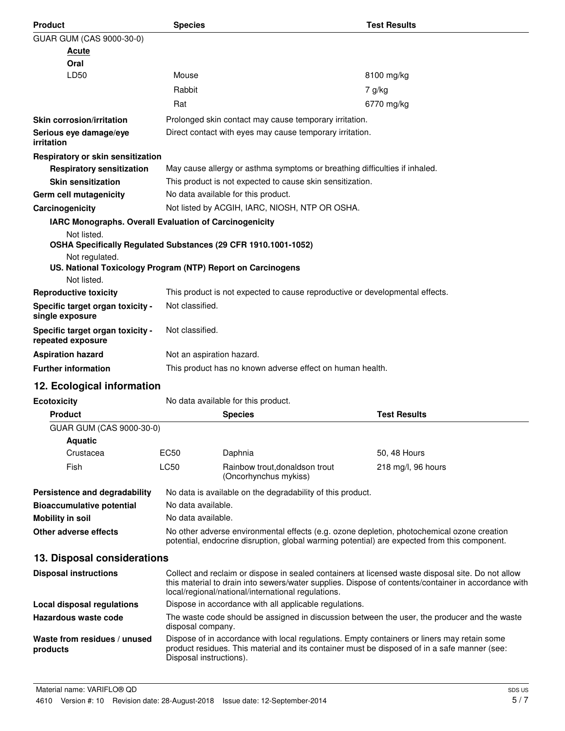| Product | Species | Test Results |
|---|---|---|
| GUAR GUM (CAS 9000-30-0) | | |
| **Acute** | | |
| **Oral** | | |
| LD50 | Mouse | 8100 mg/kg |
| | Rabbit | 7 g/kg |
| | Rat | 6770 mg/kg |

**Skin corrosion/irritation** Prolonged skin contact may cause temporary irritation.

**Serious eye damage/eye irritation** Direct contact with eyes may cause temporary irritation.

**Respiratory or skin sensitization**

**Respiratory sensitization** May cause allergy or asthma symptoms or breathing difficulties if inhaled.

**Skin sensitization** This product is not expected to cause skin sensitization.

**Germ cell mutagenicity** No data available for this product.

**Carcinogenicity** Not listed by ACGIH, IARC, NIOSH, NTP OR OSHA.

**IARC Monographs. Overall Evaluation of Carcinogenicity**

Not listed.

**OSHA Specifically Regulated Substances (29 CFR 1910.1001-1052)**

Not regulated.

**US. National Toxicology Program (NTP) Report on Carcinogens**

Not listed.

**Reproductive toxicity** This product is not expected to cause reproductive or developmental effects.

**Specific target organ toxicity - single exposure** Not classified.

**Specific target organ toxicity - repeated exposure** Not classified.

**Aspiration hazard** Not an aspiration hazard.

**Further information** This product has no known adverse effect on human health.

## 12. Ecological information

**Ecotoxicity** No data available for this product.

| Product | | Species | Test Results |
|---|---|---|---|
| GUAR GUM (CAS 9000-30-0) | | | |
| **Aquatic** | | | |
| Crustacea | EC50 | Daphnia | 50, 48 Hours |
| Fish | LC50 | Rainbow trout,donaldson trout (Oncorhynchus mykiss) | 218 mg/l, 96 hours |

**Persistence and degradability** No data is available on the degradability of this product.

**Bioaccumulative potential** No data available.

**Mobility in soil** No data available.

**Other adverse effects** No other adverse environmental effects (e.g. ozone depletion, photochemical ozone creation potential, endocrine disruption, global warming potential) are expected from this component.

## 13. Disposal considerations

**Disposal instructions** Collect and reclaim or dispose in sealed containers at licensed waste disposal site. Do not allow this material to drain into sewers/water supplies. Dispose of contents/container in accordance with local/regional/national/international regulations.

**Local disposal regulations** Dispose in accordance with all applicable regulations.

**Hazardous waste code** The waste code should be assigned in discussion between the user, the producer and the waste disposal company.

**Waste from residues / unused products** Dispose of in accordance with local regulations. Empty containers or liners may retain some product residues. This material and its container must be disposed of in a safe manner (see: Disposal instructions).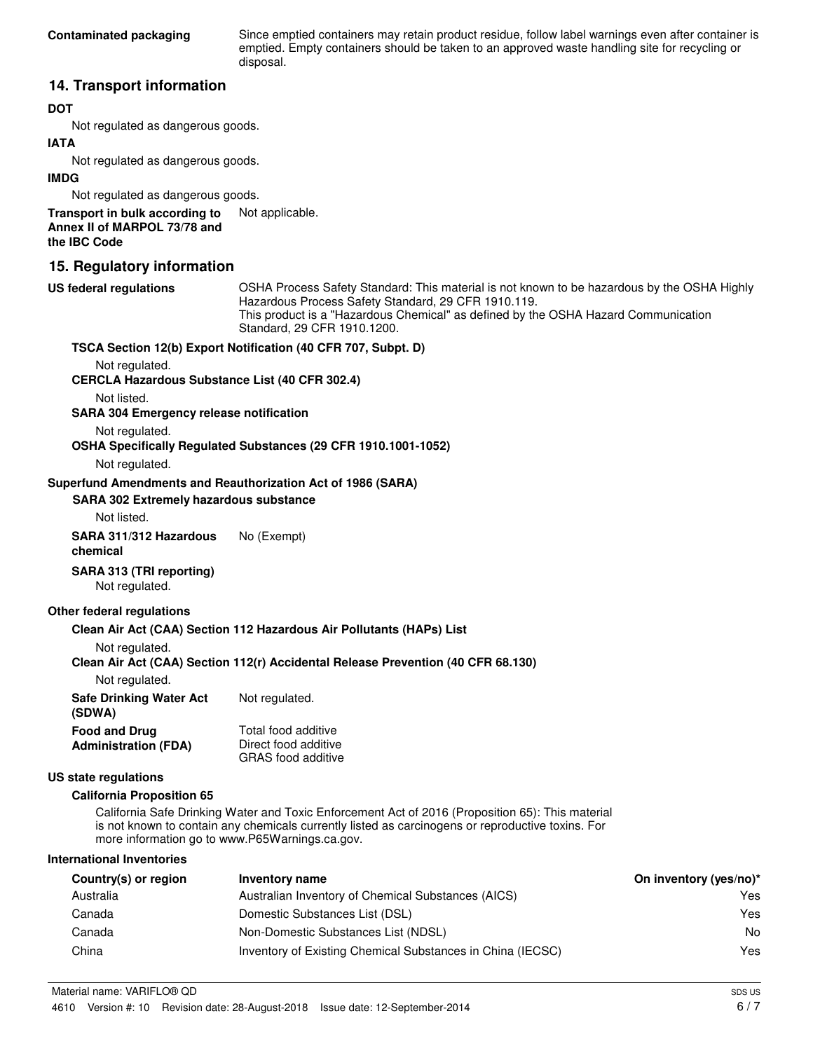**Contaminated packaging** Since emptied containers may retain product residue, follow label warnings even after container is emptied. Empty containers should be taken to an approved waste handling site for recycling or disposal.

## 14. Transport information

**DOT**

Not regulated as dangerous goods.

**IATA**

Not regulated as dangerous goods.

**IMDG**

Not regulated as dangerous goods.

**Transport in bulk according to Annex II of MARPOL 73/78 and the IBC Code** Not applicable.

## 15. Regulatory information

**US federal regulations** OSHA Process Safety Standard: This material is not known to be hazardous by the OSHA Highly Hazardous Process Safety Standard, 29 CFR 1910.119.
This product is a "Hazardous Chemical" as defined by the OSHA Hazard Communication Standard, 29 CFR 1910.1200.

**TSCA Section 12(b) Export Notification (40 CFR 707, Subpt. D)**

Not regulated.

**CERCLA Hazardous Substance List (40 CFR 302.4)**

Not listed.

**SARA 304 Emergency release notification**

Not regulated.

**OSHA Specifically Regulated Substances (29 CFR 1910.1001-1052)**

Not regulated.

**Superfund Amendments and Reauthorization Act of 1986 (SARA)**

**SARA 302 Extremely hazardous substance**

Not listed.

**SARA 311/312 Hazardous chemical** No (Exempt)

**SARA 313 (TRI reporting)**

Not regulated.

**Other federal regulations**

**Clean Air Act (CAA) Section 112 Hazardous Air Pollutants (HAPs) List**

Not regulated.

**Clean Air Act (CAA) Section 112(r) Accidental Release Prevention (40 CFR 68.130)**

Not regulated.

**Safe Drinking Water Act (SDWA)** Not regulated.

**Food and Drug Administration (FDA)** Total food additive
Direct food additive
GRAS food additive

**US state regulations**

**California Proposition 65**

California Safe Drinking Water and Toxic Enforcement Act of 2016 (Proposition 65): This material is not known to contain any chemicals currently listed as carcinogens or reproductive toxins. For more information go to www.P65Warnings.ca.gov.

**International Inventories**

| Country(s) or region | Inventory name | On inventory (yes/no)* |
|---|---|---|
| Australia | Australian Inventory of Chemical Substances (AICS) | Yes |
| Canada | Domestic Substances List (DSL) | Yes |
| Canada | Non-Domestic Substances List (NDSL) | No |
| China | Inventory of Existing Chemical Substances in China (IECSC) | Yes |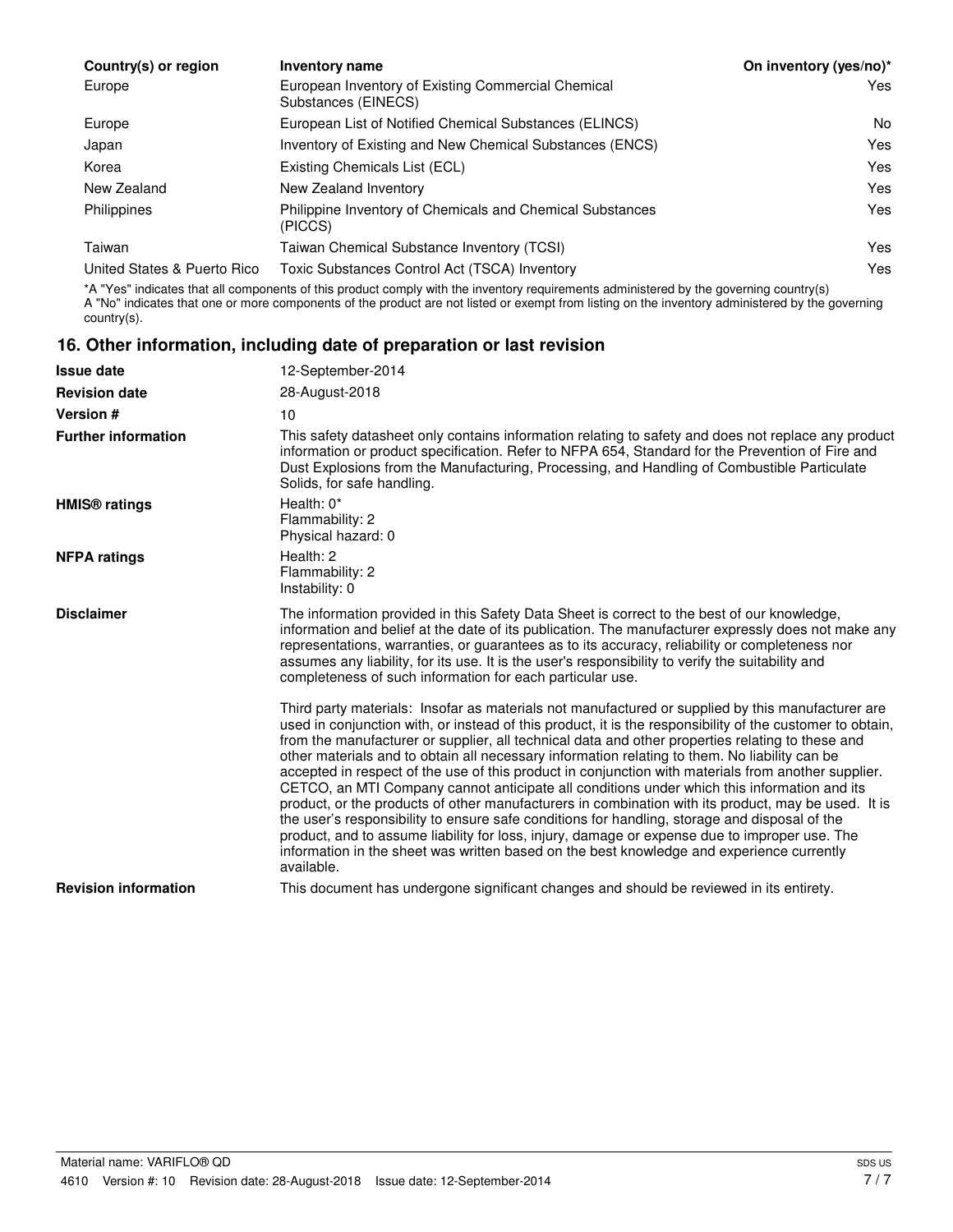| Country(s) or region | Inventory name | On inventory (yes/no)* |
|---|---|---|
| Europe | European Inventory of Existing Commercial Chemical Substances (EINECS) | Yes |
| Europe | European List of Notified Chemical Substances (ELINCS) | No |
| Japan | Inventory of Existing and New Chemical Substances (ENCS) | Yes |
| Korea | Existing Chemicals List (ECL) | Yes |
| New Zealand | New Zealand Inventory | Yes |
| Philippines | Philippine Inventory of Chemicals and Chemical Substances (PICCS) | Yes |
| Taiwan | Taiwan Chemical Substance Inventory (TCSI) | Yes |
| United States & Puerto Rico | Toxic Substances Control Act (TSCA) Inventory | Yes |

*A "Yes" indicates that all components of this product comply with the inventory requirements administered by the governing country(s)
A "No" indicates that one or more components of the product are not listed or exempt from listing on the inventory administered by the governing country(s).

## 16. Other information, including date of preparation or last revision

**Issue date** 12-September-2014

**Revision date** 28-August-2018

**Version #** 10

**Further information** This safety datasheet only contains information relating to safety and does not replace any product information or product specification. Refer to NFPA 654, Standard for the Prevention of Fire and Dust Explosions from the Manufacturing, Processing, and Handling of Combustible Particulate Solids, for safe handling.

**HMIS® ratings**
Health: 0*
Flammability: 2
Physical hazard: 0

**NFPA ratings**
Health: 2
Flammability: 2
Instability: 0

**Disclaimer** The information provided in this Safety Data Sheet is correct to the best of our knowledge, information and belief at the date of its publication. The manufacturer expressly does not make any representations, warranties, or guarantees as to its accuracy, reliability or completeness nor assumes any liability, for its use. It is the user's responsibility to verify the suitability and completeness of such information for each particular use.

Third party materials: Insofar as materials not manufactured or supplied by this manufacturer are used in conjunction with, or instead of this product, it is the responsibility of the customer to obtain, from the manufacturer or supplier, all technical data and other properties relating to these and other materials and to obtain all necessary information relating to them. No liability can be accepted in respect of the use of this product in conjunction with materials from another supplier. CETCO, an MTI Company cannot anticipate all conditions under which this information and its product, or the products of other manufacturers in combination with its product, may be used. It is the user's responsibility to ensure safe conditions for handling, storage and disposal of the product, and to assume liability for loss, injury, damage or expense due to improper use. The information in the sheet was written based on the best knowledge and experience currently available.

**Revision information** This document has undergone significant changes and should be reviewed in its entirety.